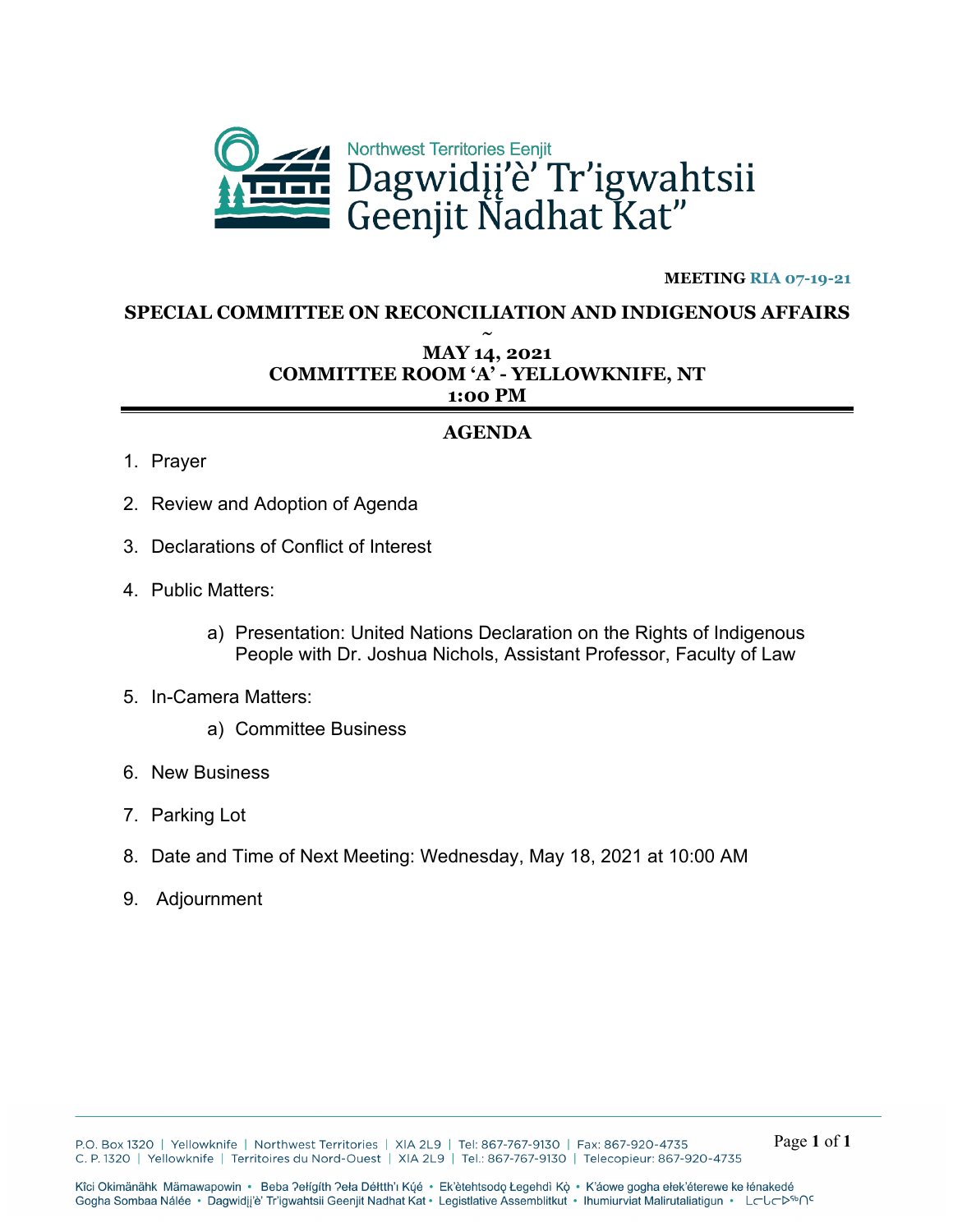Northwest Territories Eenjit
Dagwidįį'è' Tr'igwahtsii
Geenjit Nadhat Kat"

**MEETING RIA 07-19-21**

## SPECIAL COMMITTEE ON RECONCILIATION AND INDIGENOUS AFFAIRS

~

**MAY 14, 2021**
**COMMITTEE ROOM 'A' - YELLOWKNIFE, NT**
**1:00 PM**

## AGENDA

1. Prayer
2. Review and Adoption of Agenda
3. Declarations of Conflict of Interest
4. Public Matters:
   a) Presentation: United Nations Declaration on the Rights of Indigenous People with Dr. Joshua Nichols, Assistant Professor, Faculty of Law
5. In-Camera Matters:
   a) Committee Business
6. New Business
7. Parking Lot
8. Date and Time of Next Meeting: Wednesday, May 18, 2021 at 10:00 AM
9. Adjournment

P.O. Box 1320 | Yellowknife | Northwest Territories | X1A 2L9 | Tel: 867-767-9130 | Fax: 867-920-4735
C. P. 1320 | Yellowknife | Territoires du Nord-Ouest | X1A 2L9 | Tel.: 867-767-9130 | Telecopieur: 867-920-4735

Kîci Okimänähk Mämawapowin • Beba ʔełígíth ʔeła Dértth'ı Kų́é • Ek'ètehtsodǫ Łegehdì Kǫ̀ • K'áowe gogha ełek'éterewe ke łénakedé
Gogha Sombaa Nálée • Dagwidįį'è' Tr'igwahtsii Geenjit Nadhat Kat • Legistlative Assemblitkut • Ihumiurviat Malirutaliatigun • ᒪᓕᒐᓕᐅᖅᑎᑦ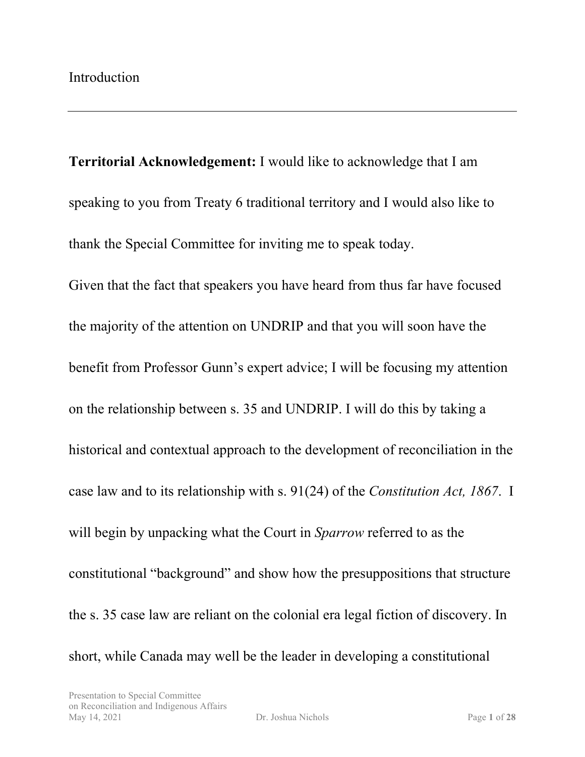Introduction

---

**Territorial Acknowledgement:** I would like to acknowledge that I am speaking to you from Treaty 6 traditional territory and I would also like to thank the Special Committee for inviting me to speak today.

Given that the fact that speakers you have heard from thus far have focused the majority of the attention on UNDRIP and that you will soon have the benefit from Professor Gunn's expert advice; I will be focusing my attention on the relationship between s. 35 and UNDRIP. I will do this by taking a historical and contextual approach to the development of reconciliation in the case law and to its relationship with s. 91(24) of the *Constitution Act, 1867*. I will begin by unpacking what the Court in *Sparrow* referred to as the constitutional "background" and show how the presuppositions that structure the s. 35 case law are reliant on the colonial era legal fiction of discovery. In short, while Canada may well be the leader in developing a constitutional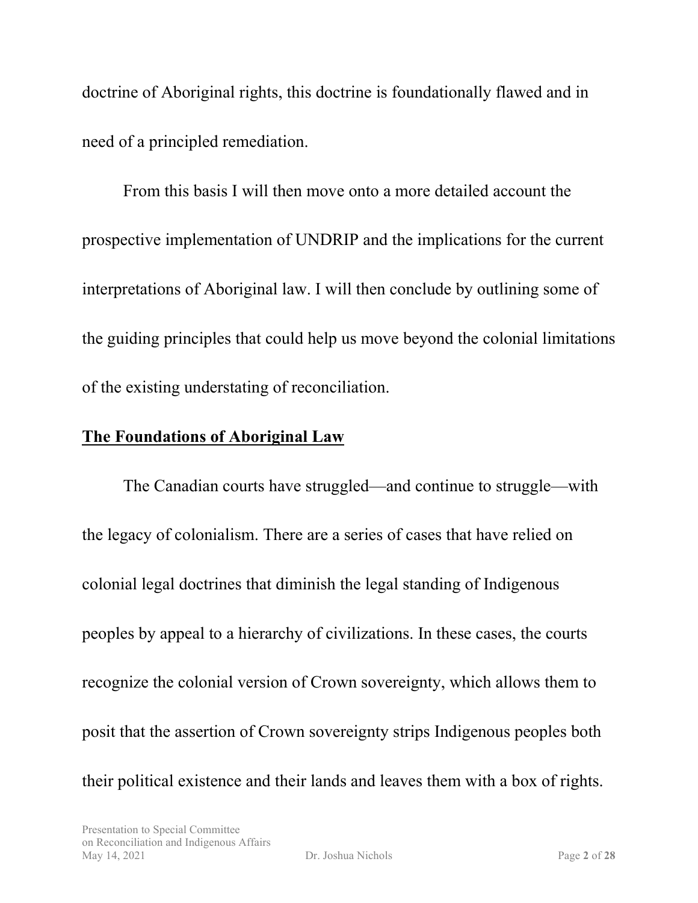doctrine of Aboriginal rights, this doctrine is foundationally flawed and in need of a principled remediation.

From this basis I will then move onto a more detailed account the prospective implementation of UNDRIP and the implications for the current interpretations of Aboriginal law. I will then conclude by outlining some of the guiding principles that could help us move beyond the colonial limitations of the existing understating of reconciliation.

## The Foundations of Aboriginal Law

The Canadian courts have struggled—and continue to struggle—with the legacy of colonialism. There are a series of cases that have relied on colonial legal doctrines that diminish the legal standing of Indigenous peoples by appeal to a hierarchy of civilizations. In these cases, the courts recognize the colonial version of Crown sovereignty, which allows them to posit that the assertion of Crown sovereignty strips Indigenous peoples both their political existence and their lands and leaves them with a box of rights.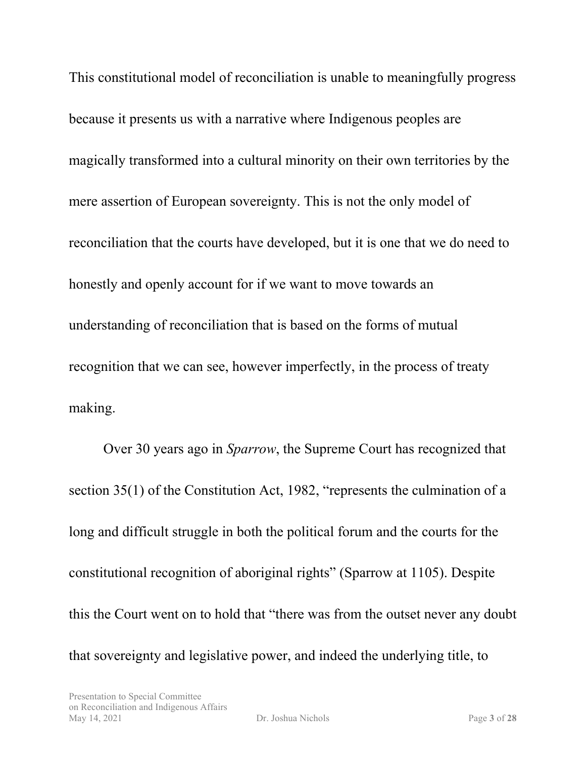This constitutional model of reconciliation is unable to meaningfully progress because it presents us with a narrative where Indigenous peoples are magically transformed into a cultural minority on their own territories by the mere assertion of European sovereignty. This is not the only model of reconciliation that the courts have developed, but it is one that we do need to honestly and openly account for if we want to move towards an understanding of reconciliation that is based on the forms of mutual recognition that we can see, however imperfectly, in the process of treaty making.

Over 30 years ago in *Sparrow*, the Supreme Court has recognized that section 35(1) of the Constitution Act, 1982, "represents the culmination of a long and difficult struggle in both the political forum and the courts for the constitutional recognition of aboriginal rights" (Sparrow at 1105). Despite this the Court went on to hold that "there was from the outset never any doubt that sovereignty and legislative power, and indeed the underlying title, to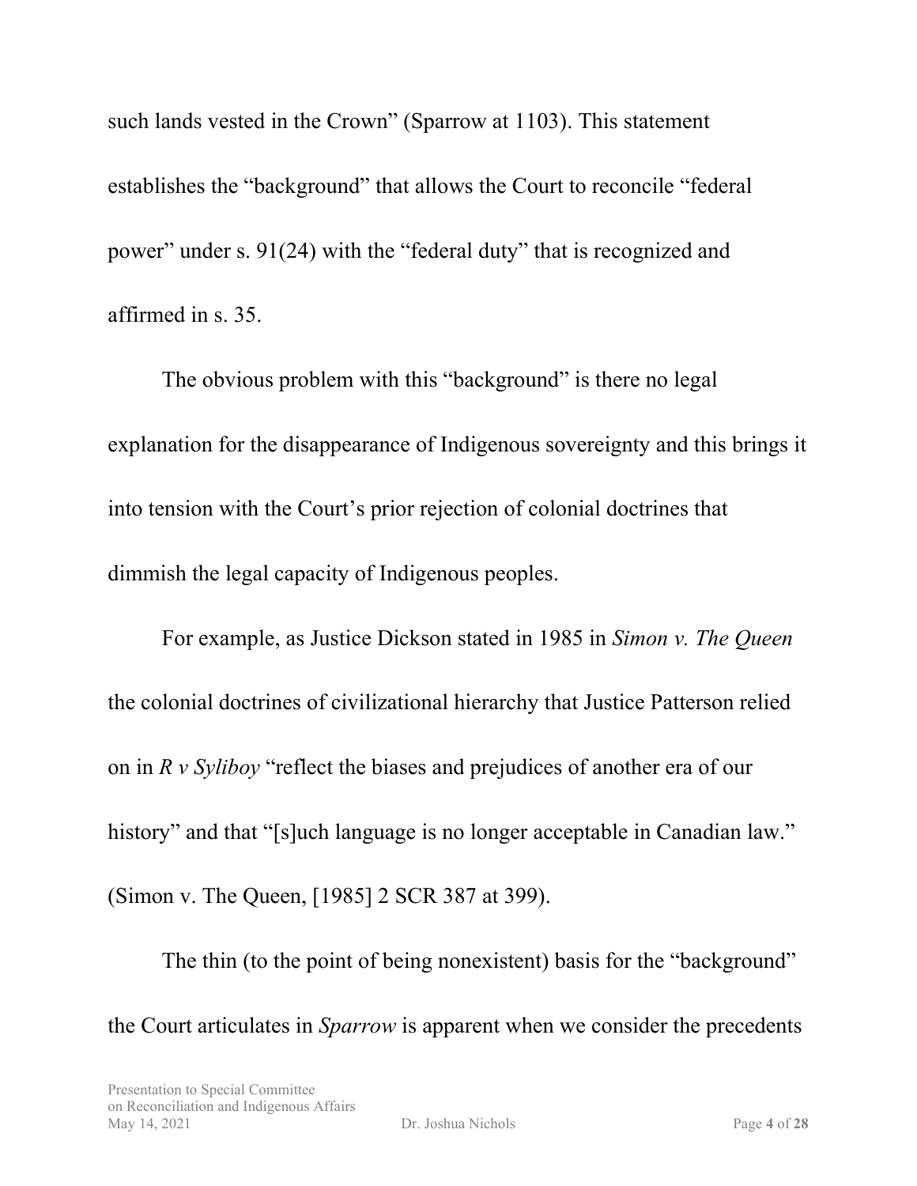such lands vested in the Crown" (Sparrow at 1103). This statement establishes the "background" that allows the Court to reconcile "federal power" under s. 91(24) with the "federal duty" that is recognized and affirmed in s. 35.

The obvious problem with this "background" is there no legal explanation for the disappearance of Indigenous sovereignty and this brings it into tension with the Court's prior rejection of colonial doctrines that dimmish the legal capacity of Indigenous peoples.

For example, as Justice Dickson stated in 1985 in *Simon v. The Queen* the colonial doctrines of civilizational hierarchy that Justice Patterson relied on in *R v Syliboy* "reflect the biases and prejudices of another era of our history" and that "[s]uch language is no longer acceptable in Canadian law." (Simon v. The Queen, [1985] 2 SCR 387 at 399).

The thin (to the point of being nonexistent) basis for the "background" the Court articulates in *Sparrow* is apparent when we consider the precedents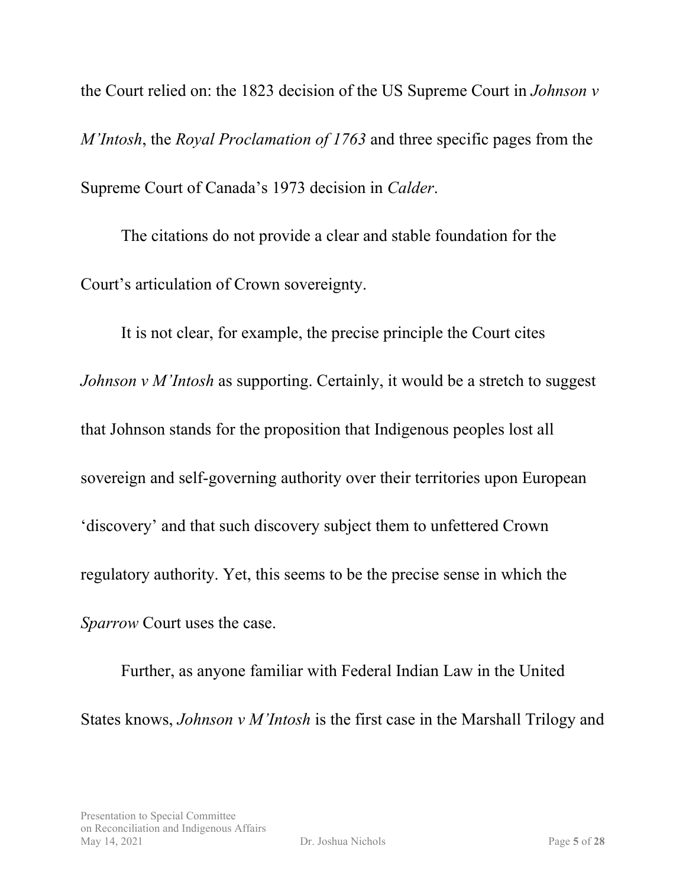the Court relied on: the 1823 decision of the US Supreme Court in *Johnson v M'Intosh*, the *Royal Proclamation of 1763* and three specific pages from the Supreme Court of Canada's 1973 decision in *Calder*.

The citations do not provide a clear and stable foundation for the Court's articulation of Crown sovereignty.

It is not clear, for example, the precise principle the Court cites *Johnson v M'Intosh* as supporting. Certainly, it would be a stretch to suggest that Johnson stands for the proposition that Indigenous peoples lost all sovereign and self-governing authority over their territories upon European 'discovery' and that such discovery subject them to unfettered Crown regulatory authority. Yet, this seems to be the precise sense in which the *Sparrow* Court uses the case.

Further, as anyone familiar with Federal Indian Law in the United States knows, *Johnson v M'Intosh* is the first case in the Marshall Trilogy and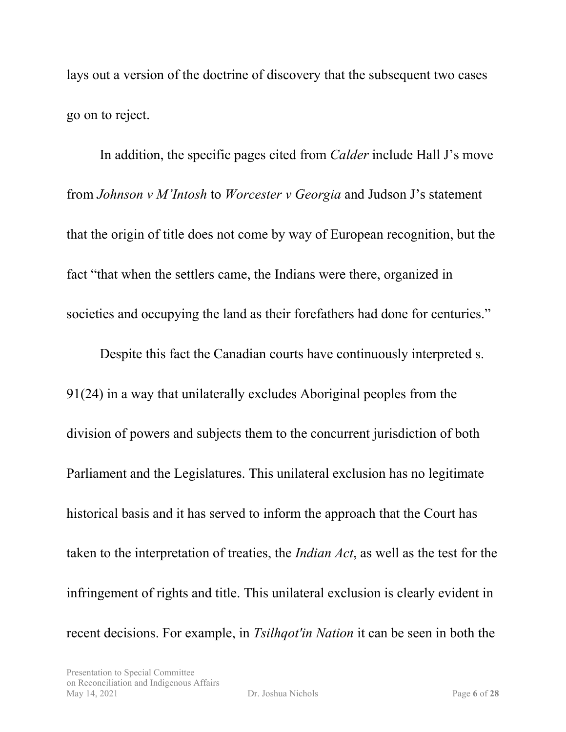lays out a version of the doctrine of discovery that the subsequent two cases go on to reject.

In addition, the specific pages cited from *Calder* include Hall J's move from *Johnson v M'Intosh* to *Worcester v Georgia* and Judson J's statement that the origin of title does not come by way of European recognition, but the fact "that when the settlers came, the Indians were there, organized in societies and occupying the land as their forefathers had done for centuries."

Despite this fact the Canadian courts have continuously interpreted s. 91(24) in a way that unilaterally excludes Aboriginal peoples from the division of powers and subjects them to the concurrent jurisdiction of both Parliament and the Legislatures. This unilateral exclusion has no legitimate historical basis and it has served to inform the approach that the Court has taken to the interpretation of treaties, the *Indian Act*, as well as the test for the infringement of rights and title. This unilateral exclusion is clearly evident in recent decisions. For example, in *Tsilhqot'in Nation* it can be seen in both the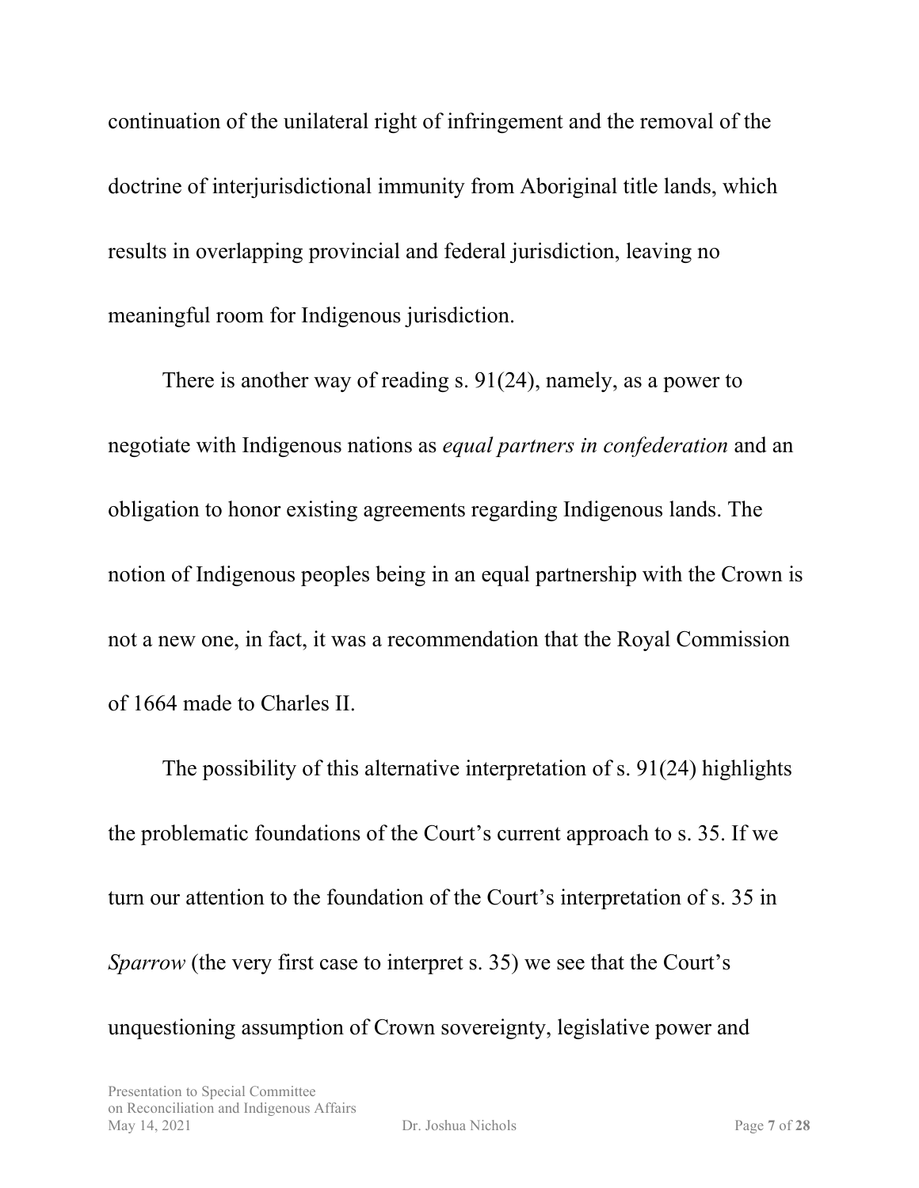continuation of the unilateral right of infringement and the removal of the doctrine of interjurisdictional immunity from Aboriginal title lands, which results in overlapping provincial and federal jurisdiction, leaving no meaningful room for Indigenous jurisdiction.

There is another way of reading s. 91(24), namely, as a power to negotiate with Indigenous nations as *equal partners in confederation* and an obligation to honor existing agreements regarding Indigenous lands. The notion of Indigenous peoples being in an equal partnership with the Crown is not a new one, in fact, it was a recommendation that the Royal Commission of 1664 made to Charles II.

The possibility of this alternative interpretation of s. 91(24) highlights the problematic foundations of the Court's current approach to s. 35. If we turn our attention to the foundation of the Court's interpretation of s. 35 in *Sparrow* (the very first case to interpret s. 35) we see that the Court's unquestioning assumption of Crown sovereignty, legislative power and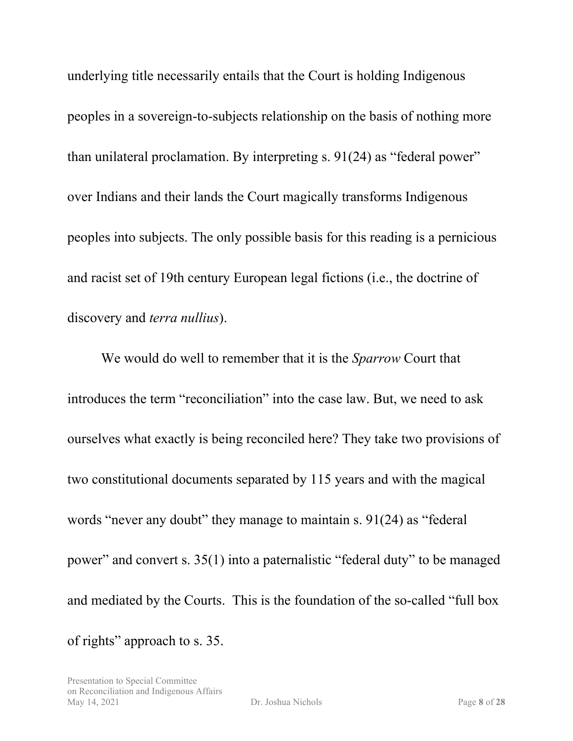underlying title necessarily entails that the Court is holding Indigenous peoples in a sovereign-to-subjects relationship on the basis of nothing more than unilateral proclamation. By interpreting s. 91(24) as "federal power" over Indians and their lands the Court magically transforms Indigenous peoples into subjects. The only possible basis for this reading is a pernicious and racist set of 19th century European legal fictions (i.e., the doctrine of discovery and *terra nullius*).

We would do well to remember that it is the *Sparrow* Court that introduces the term "reconciliation" into the case law. But, we need to ask ourselves what exactly is being reconciled here? They take two provisions of two constitutional documents separated by 115 years and with the magical words "never any doubt" they manage to maintain s. 91(24) as "federal power" and convert s. 35(1) into a paternalistic "federal duty" to be managed and mediated by the Courts. This is the foundation of the so-called "full box of rights" approach to s. 35.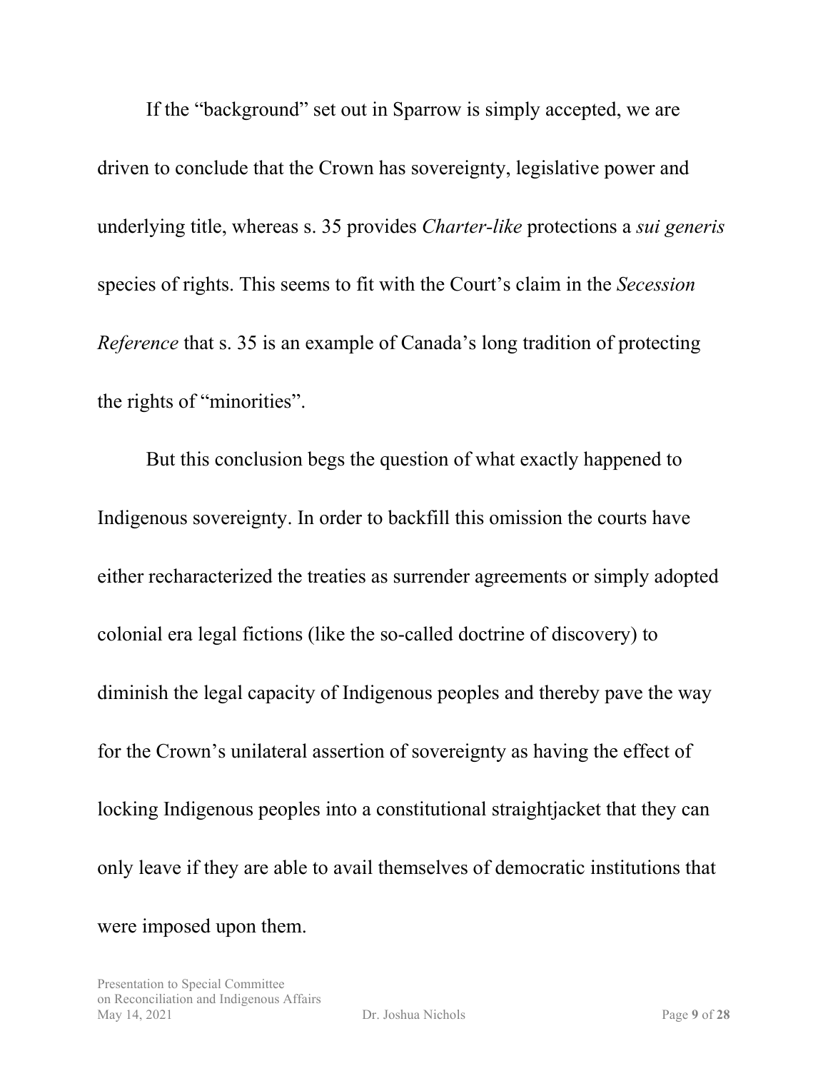If the "background" set out in Sparrow is simply accepted, we are driven to conclude that the Crown has sovereignty, legislative power and underlying title, whereas s. 35 provides *Charter-like* protections a *sui generis* species of rights. This seems to fit with the Court's claim in the *Secession Reference* that s. 35 is an example of Canada's long tradition of protecting the rights of "minorities".

But this conclusion begs the question of what exactly happened to Indigenous sovereignty. In order to backfill this omission the courts have either recharacterized the treaties as surrender agreements or simply adopted colonial era legal fictions (like the so-called doctrine of discovery) to diminish the legal capacity of Indigenous peoples and thereby pave the way for the Crown's unilateral assertion of sovereignty as having the effect of locking Indigenous peoples into a constitutional straightjacket that they can only leave if they are able to avail themselves of democratic institutions that were imposed upon them.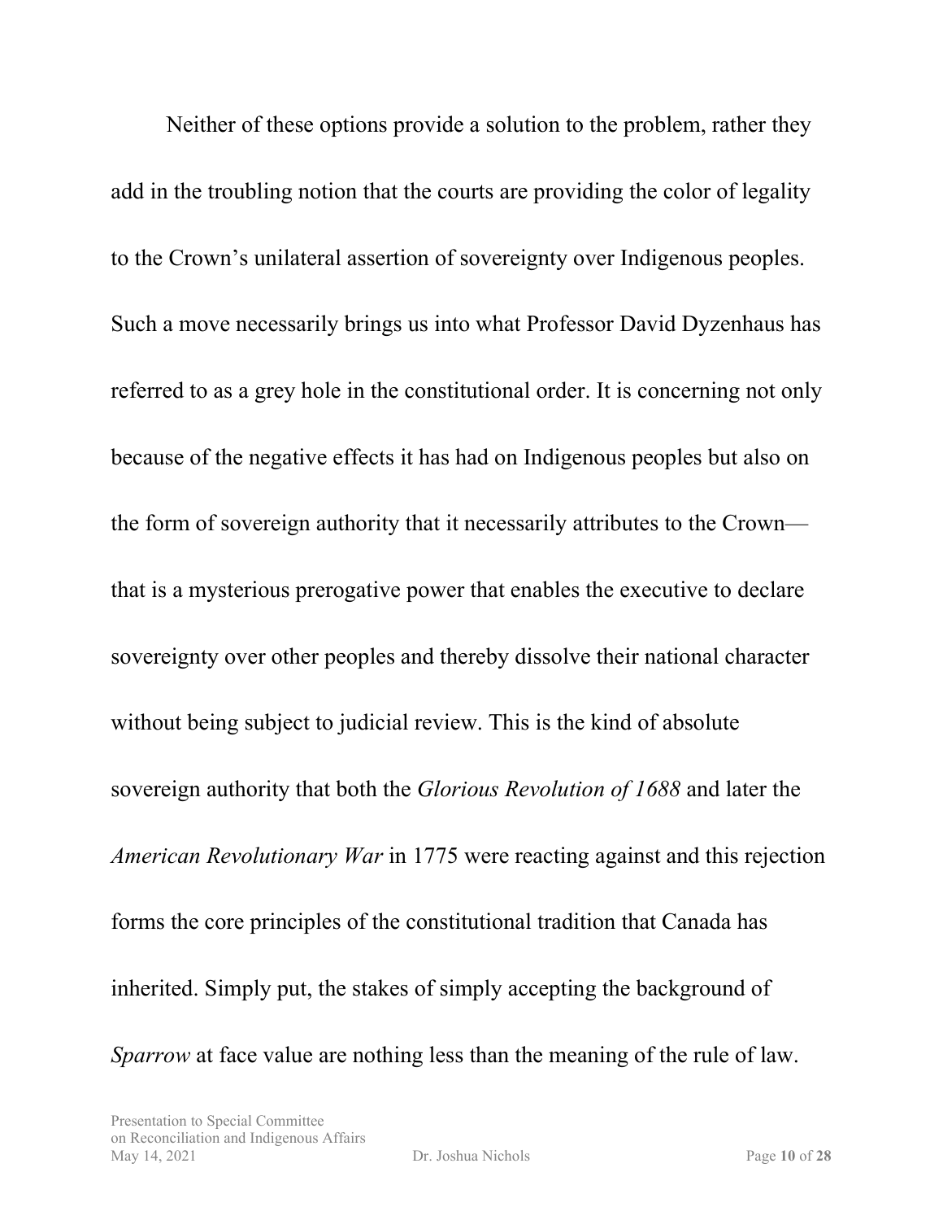Neither of these options provide a solution to the problem, rather they add in the troubling notion that the courts are providing the color of legality to the Crown's unilateral assertion of sovereignty over Indigenous peoples. Such a move necessarily brings us into what Professor David Dyzenhaus has referred to as a grey hole in the constitutional order. It is concerning not only because of the negative effects it has had on Indigenous peoples but also on the form of sovereign authority that it necessarily attributes to the Crown—that is a mysterious prerogative power that enables the executive to declare sovereignty over other peoples and thereby dissolve their national character without being subject to judicial review. This is the kind of absolute sovereign authority that both the *Glorious Revolution of 1688* and later the *American Revolutionary War* in 1775 were reacting against and this rejection forms the core principles of the constitutional tradition that Canada has inherited. Simply put, the stakes of simply accepting the background of *Sparrow* at face value are nothing less than the meaning of the rule of law.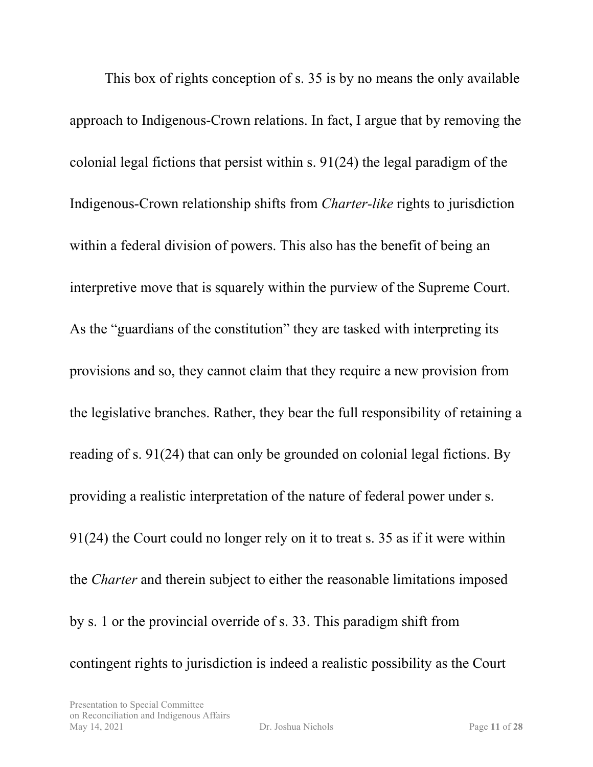This box of rights conception of s. 35 is by no means the only available approach to Indigenous-Crown relations. In fact, I argue that by removing the colonial legal fictions that persist within s. 91(24) the legal paradigm of the Indigenous-Crown relationship shifts from *Charter-like* rights to jurisdiction within a federal division of powers. This also has the benefit of being an interpretive move that is squarely within the purview of the Supreme Court. As the "guardians of the constitution" they are tasked with interpreting its provisions and so, they cannot claim that they require a new provision from the legislative branches. Rather, they bear the full responsibility of retaining a reading of s. 91(24) that can only be grounded on colonial legal fictions. By providing a realistic interpretation of the nature of federal power under s. 91(24) the Court could no longer rely on it to treat s. 35 as if it were within the *Charter* and therein subject to either the reasonable limitations imposed by s. 1 or the provincial override of s. 33. This paradigm shift from contingent rights to jurisdiction is indeed a realistic possibility as the Court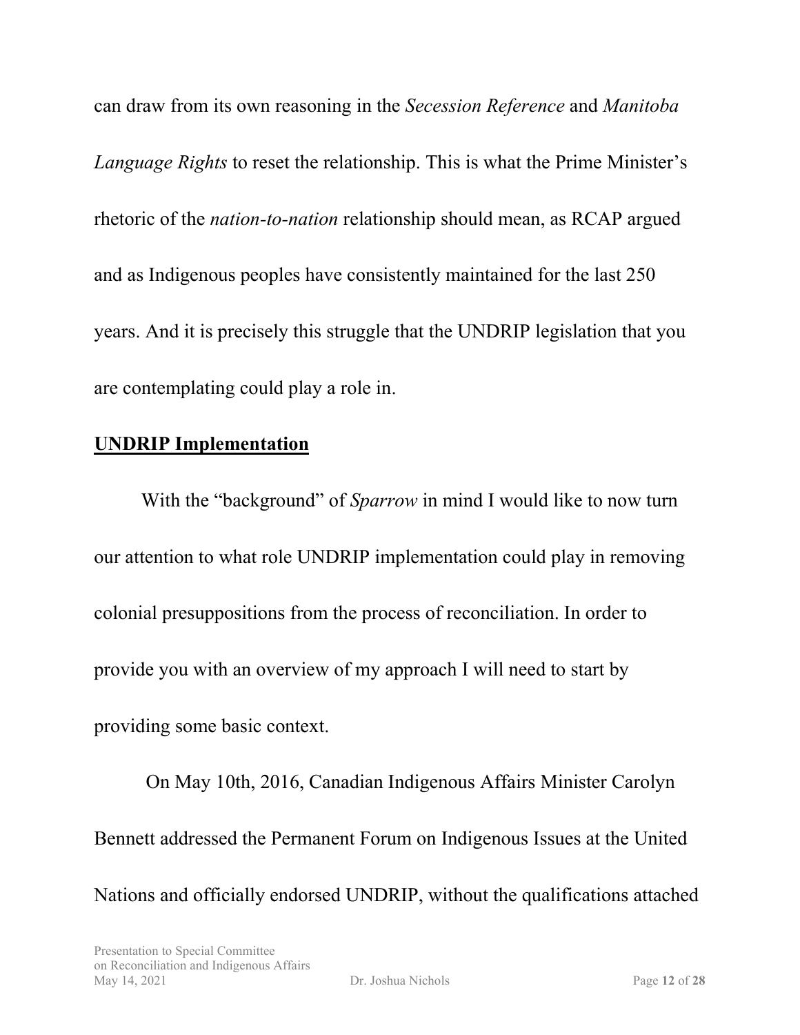can draw from its own reasoning in the *Secession Reference* and *Manitoba Language Rights* to reset the relationship. This is what the Prime Minister's rhetoric of the *nation-to-nation* relationship should mean, as RCAP argued and as Indigenous peoples have consistently maintained for the last 250 years. And it is precisely this struggle that the UNDRIP legislation that you are contemplating could play a role in.

**UNDRIP Implementation**

With the "background" of *Sparrow* in mind I would like to now turn our attention to what role UNDRIP implementation could play in removing colonial presuppositions from the process of reconciliation. In order to provide you with an overview of my approach I will need to start by providing some basic context.

On May 10th, 2016, Canadian Indigenous Affairs Minister Carolyn Bennett addressed the Permanent Forum on Indigenous Issues at the United Nations and officially endorsed UNDRIP, without the qualifications attached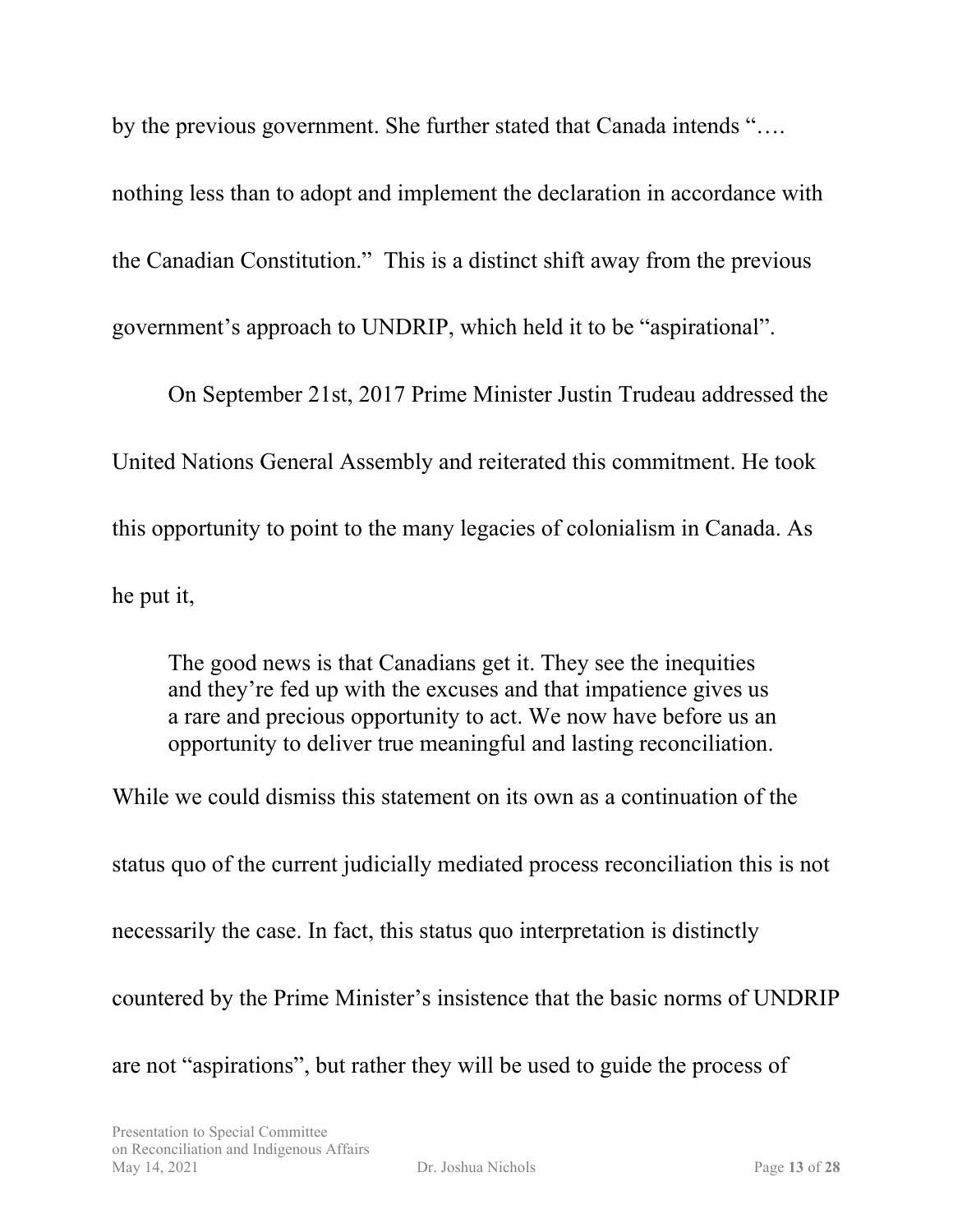by the previous government. She further stated that Canada intends "…. nothing less than to adopt and implement the declaration in accordance with the Canadian Constitution." This is a distinct shift away from the previous government's approach to UNDRIP, which held it to be "aspirational".

On September 21st, 2017 Prime Minister Justin Trudeau addressed the United Nations General Assembly and reiterated this commitment. He took this opportunity to point to the many legacies of colonialism in Canada. As he put it,

> The good news is that Canadians get it. They see the inequities and they're fed up with the excuses and that impatience gives us a rare and precious opportunity to act. We now have before us an opportunity to deliver true meaningful and lasting reconciliation.

While we could dismiss this statement on its own as a continuation of the status quo of the current judicially mediated process reconciliation this is not necessarily the case. In fact, this status quo interpretation is distinctly countered by the Prime Minister's insistence that the basic norms of UNDRIP are not "aspirations", but rather they will be used to guide the process of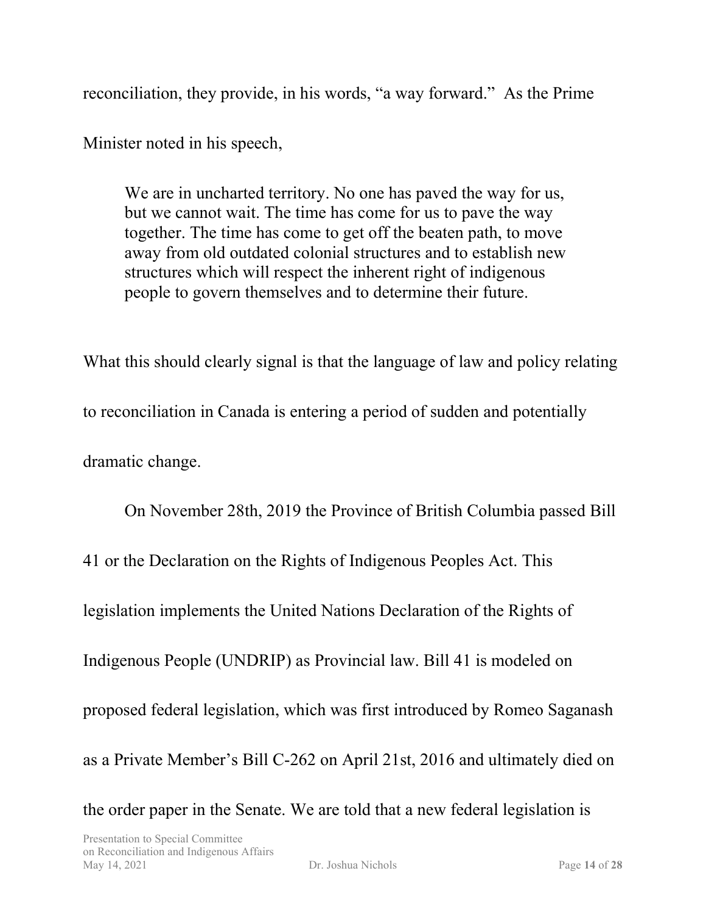reconciliation, they provide, in his words, “a way forward.” As the Prime Minister noted in his speech,

> We are in uncharted territory. No one has paved the way for us, but we cannot wait. The time has come for us to pave the way together. The time has come to get off the beaten path, to move away from old outdated colonial structures and to establish new structures which will respect the inherent right of indigenous people to govern themselves and to determine their future.

What this should clearly signal is that the language of law and policy relating to reconciliation in Canada is entering a period of sudden and potentially dramatic change.

On November 28th, 2019 the Province of British Columbia passed Bill 41 or the Declaration on the Rights of Indigenous Peoples Act. This legislation implements the United Nations Declaration of the Rights of Indigenous People (UNDRIP) as Provincial law. Bill 41 is modeled on proposed federal legislation, which was first introduced by Romeo Saganash as a Private Member’s Bill C-262 on April 21st, 2016 and ultimately died on the order paper in the Senate. We are told that a new federal legislation is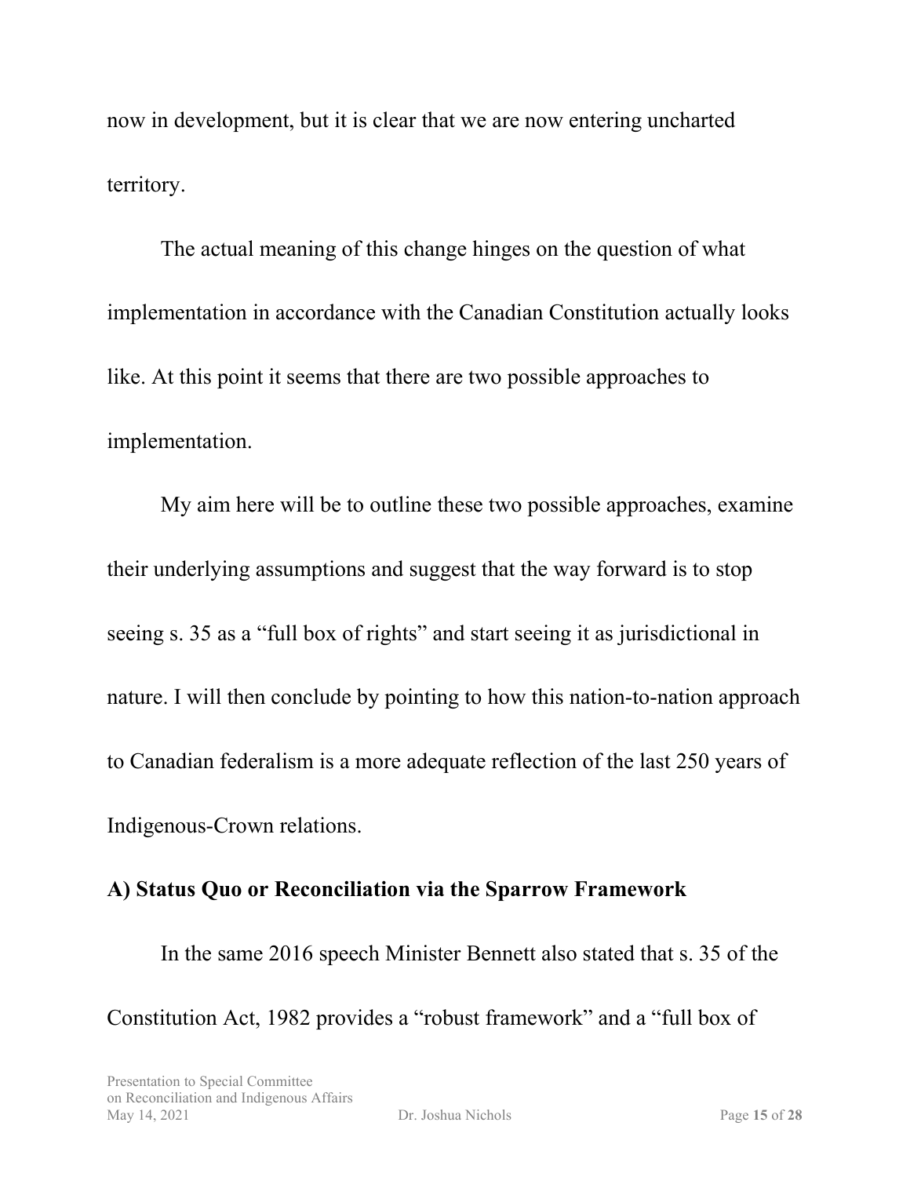now in development, but it is clear that we are now entering uncharted territory.

The actual meaning of this change hinges on the question of what implementation in accordance with the Canadian Constitution actually looks like. At this point it seems that there are two possible approaches to implementation.

My aim here will be to outline these two possible approaches, examine their underlying assumptions and suggest that the way forward is to stop seeing s. 35 as a "full box of rights" and start seeing it as jurisdictional in nature. I will then conclude by pointing to how this nation-to-nation approach to Canadian federalism is a more adequate reflection of the last 250 years of Indigenous-Crown relations.

**A) Status Quo or Reconciliation via the Sparrow Framework**

In the same 2016 speech Minister Bennett also stated that s. 35 of the Constitution Act, 1982 provides a "robust framework" and a "full box of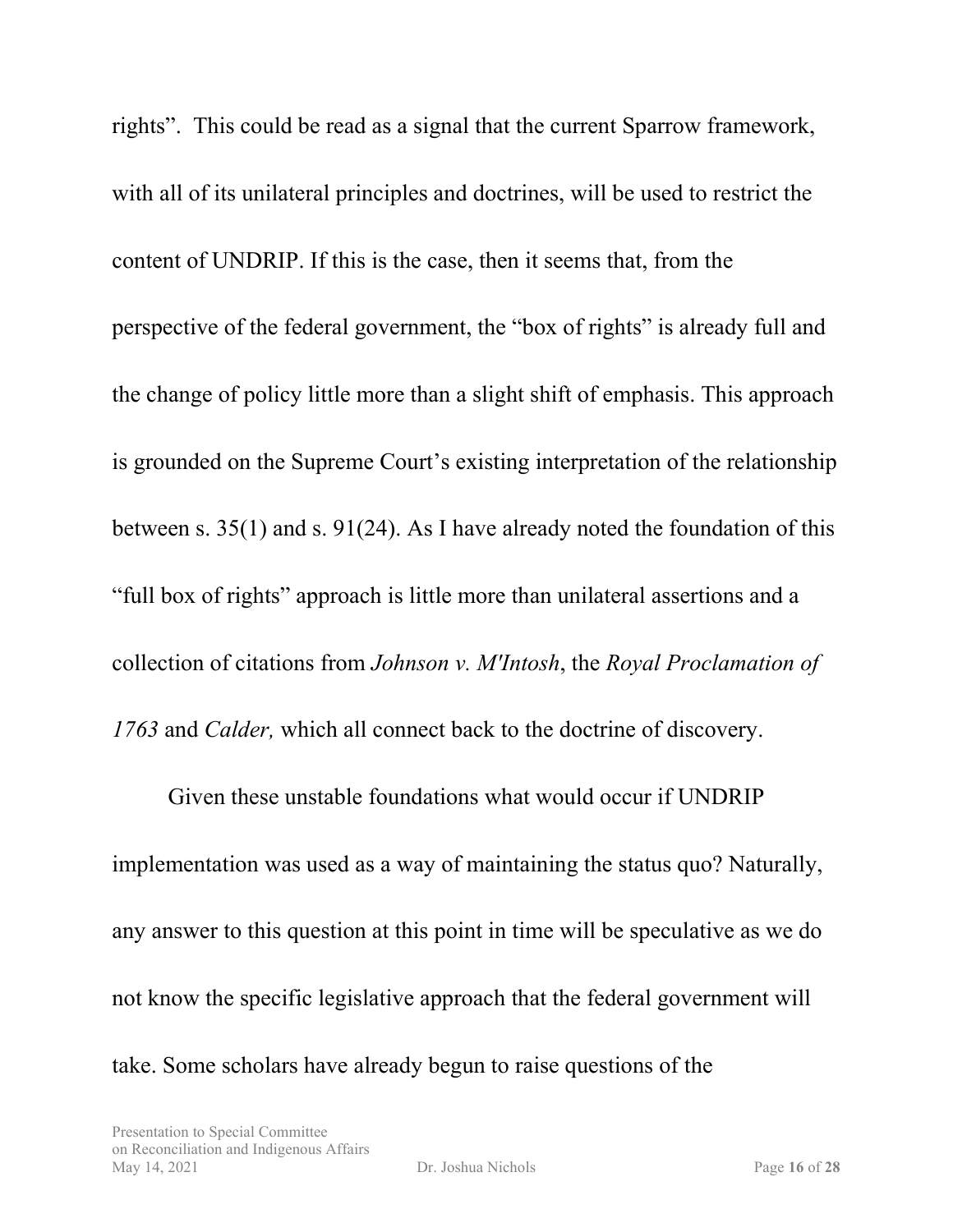rights". This could be read as a signal that the current Sparrow framework, with all of its unilateral principles and doctrines, will be used to restrict the content of UNDRIP. If this is the case, then it seems that, from the perspective of the federal government, the "box of rights" is already full and the change of policy little more than a slight shift of emphasis. This approach is grounded on the Supreme Court's existing interpretation of the relationship between s. 35(1) and s. 91(24). As I have already noted the foundation of this "full box of rights" approach is little more than unilateral assertions and a collection of citations from *Johnson v. M'Intosh*, the *Royal Proclamation of 1763* and *Calder,* which all connect back to the doctrine of discovery.

Given these unstable foundations what would occur if UNDRIP implementation was used as a way of maintaining the status quo? Naturally, any answer to this question at this point in time will be speculative as we do not know the specific legislative approach that the federal government will take. Some scholars have already begun to raise questions of the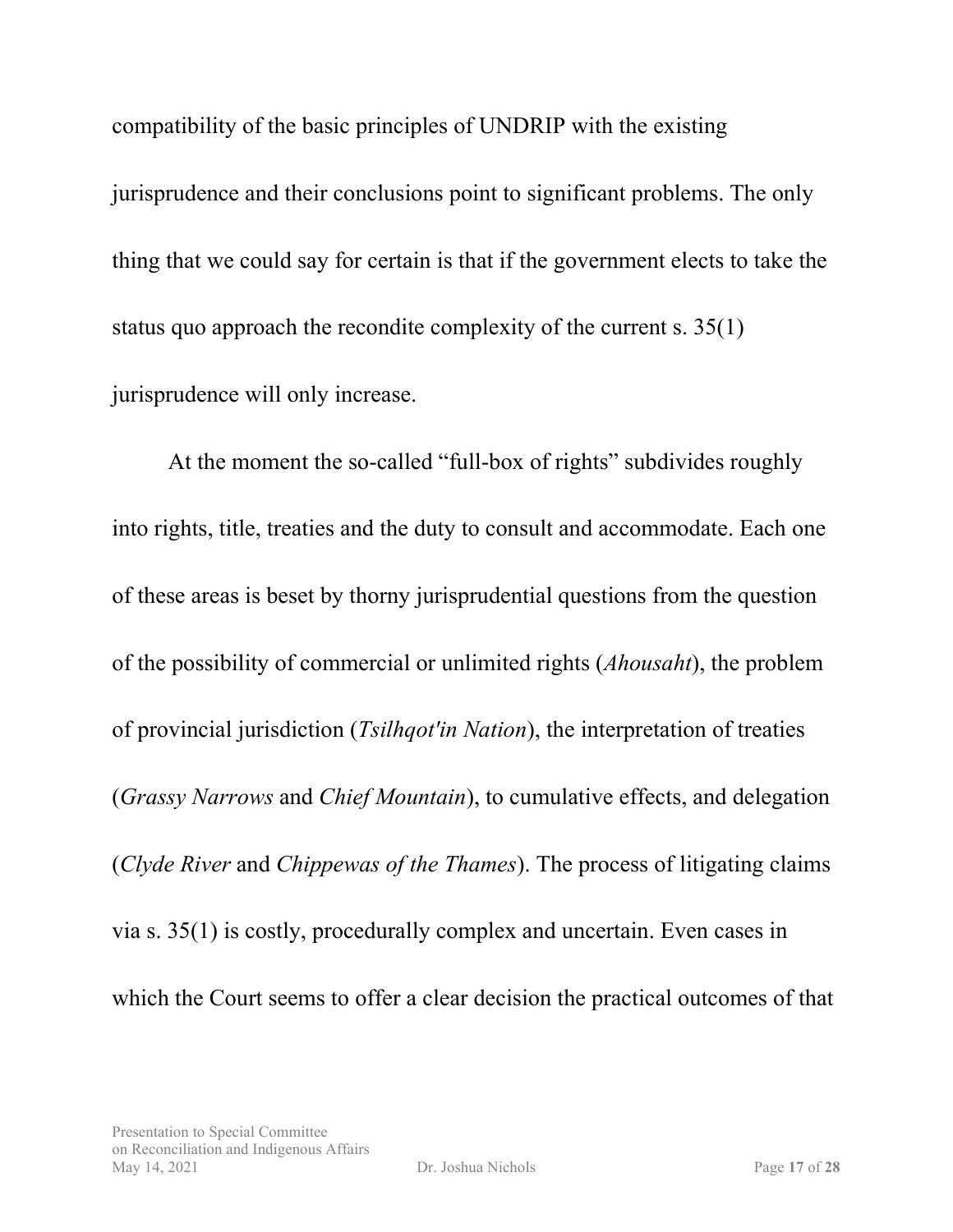compatibility of the basic principles of UNDRIP with the existing jurisprudence and their conclusions point to significant problems. The only thing that we could say for certain is that if the government elects to take the status quo approach the recondite complexity of the current s. 35(1) jurisprudence will only increase.

At the moment the so-called "full-box of rights" subdivides roughly into rights, title, treaties and the duty to consult and accommodate. Each one of these areas is beset by thorny jurisprudential questions from the question of the possibility of commercial or unlimited rights (*Ahousaht*), the problem of provincial jurisdiction (*Tsilhqot'in Nation*), the interpretation of treaties (*Grassy Narrows* and *Chief Mountain*), to cumulative effects, and delegation (*Clyde River* and *Chippewas of the Thames*). The process of litigating claims via s. 35(1) is costly, procedurally complex and uncertain. Even cases in which the Court seems to offer a clear decision the practical outcomes of that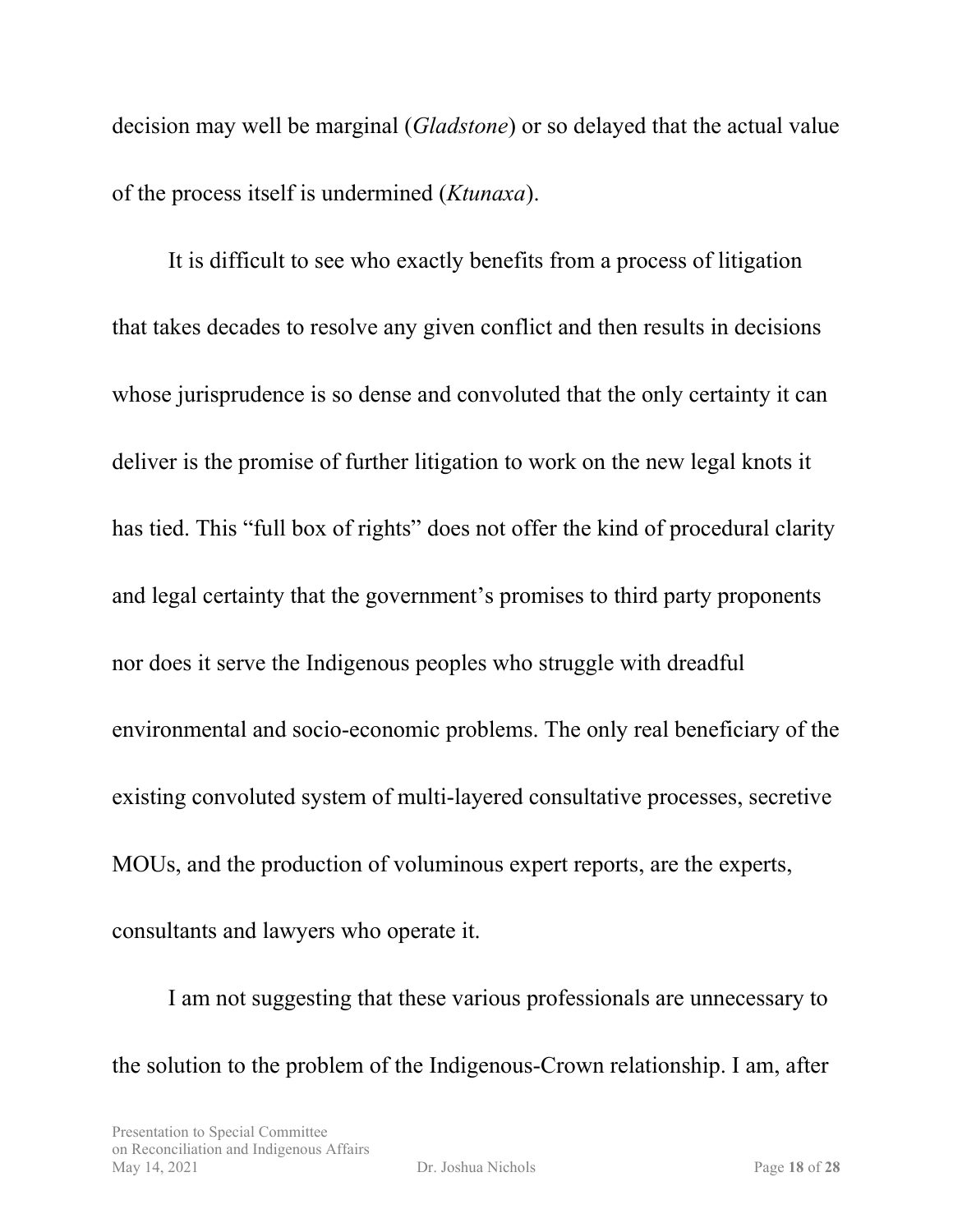decision may well be marginal (*Gladstone*) or so delayed that the actual value of the process itself is undermined (*Ktunaxa*).

It is difficult to see who exactly benefits from a process of litigation that takes decades to resolve any given conflict and then results in decisions whose jurisprudence is so dense and convoluted that the only certainty it can deliver is the promise of further litigation to work on the new legal knots it has tied. This "full box of rights" does not offer the kind of procedural clarity and legal certainty that the government's promises to third party proponents nor does it serve the Indigenous peoples who struggle with dreadful environmental and socio-economic problems. The only real beneficiary of the existing convoluted system of multi-layered consultative processes, secretive MOUs, and the production of voluminous expert reports, are the experts, consultants and lawyers who operate it.

I am not suggesting that these various professionals are unnecessary to the solution to the problem of the Indigenous-Crown relationship. I am, after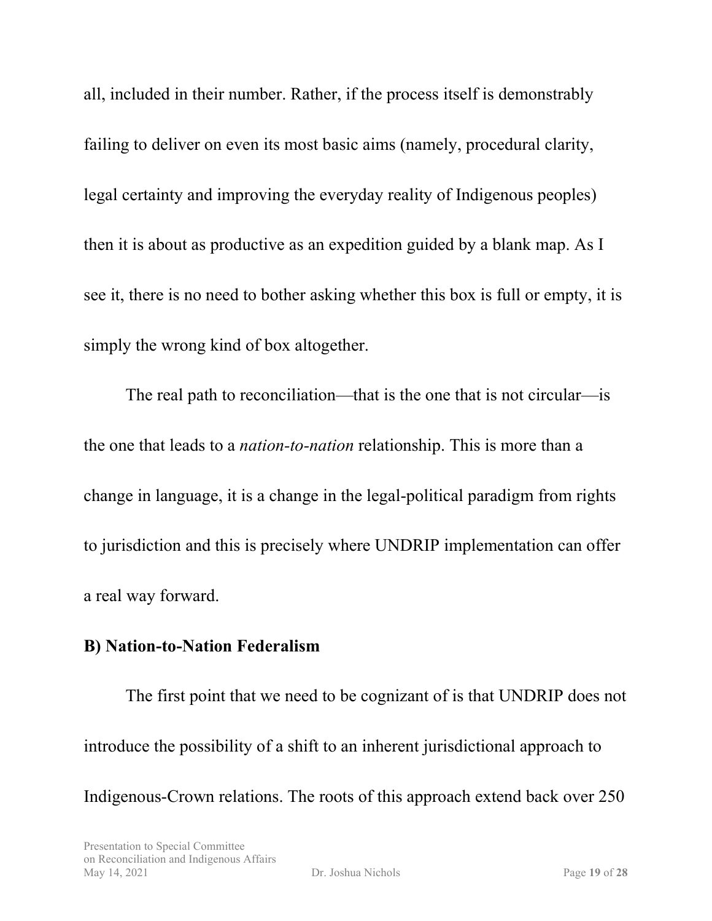all, included in their number. Rather, if the process itself is demonstrably failing to deliver on even its most basic aims (namely, procedural clarity, legal certainty and improving the everyday reality of Indigenous peoples) then it is about as productive as an expedition guided by a blank map. As I see it, there is no need to bother asking whether this box is full or empty, it is simply the wrong kind of box altogether.

The real path to reconciliation—that is the one that is not circular—is the one that leads to a *nation-to-nation* relationship. This is more than a change in language, it is a change in the legal-political paradigm from rights to jurisdiction and this is precisely where UNDRIP implementation can offer a real way forward.

**B) Nation-to-Nation Federalism**

The first point that we need to be cognizant of is that UNDRIP does not introduce the possibility of a shift to an inherent jurisdictional approach to Indigenous-Crown relations. The roots of this approach extend back over 250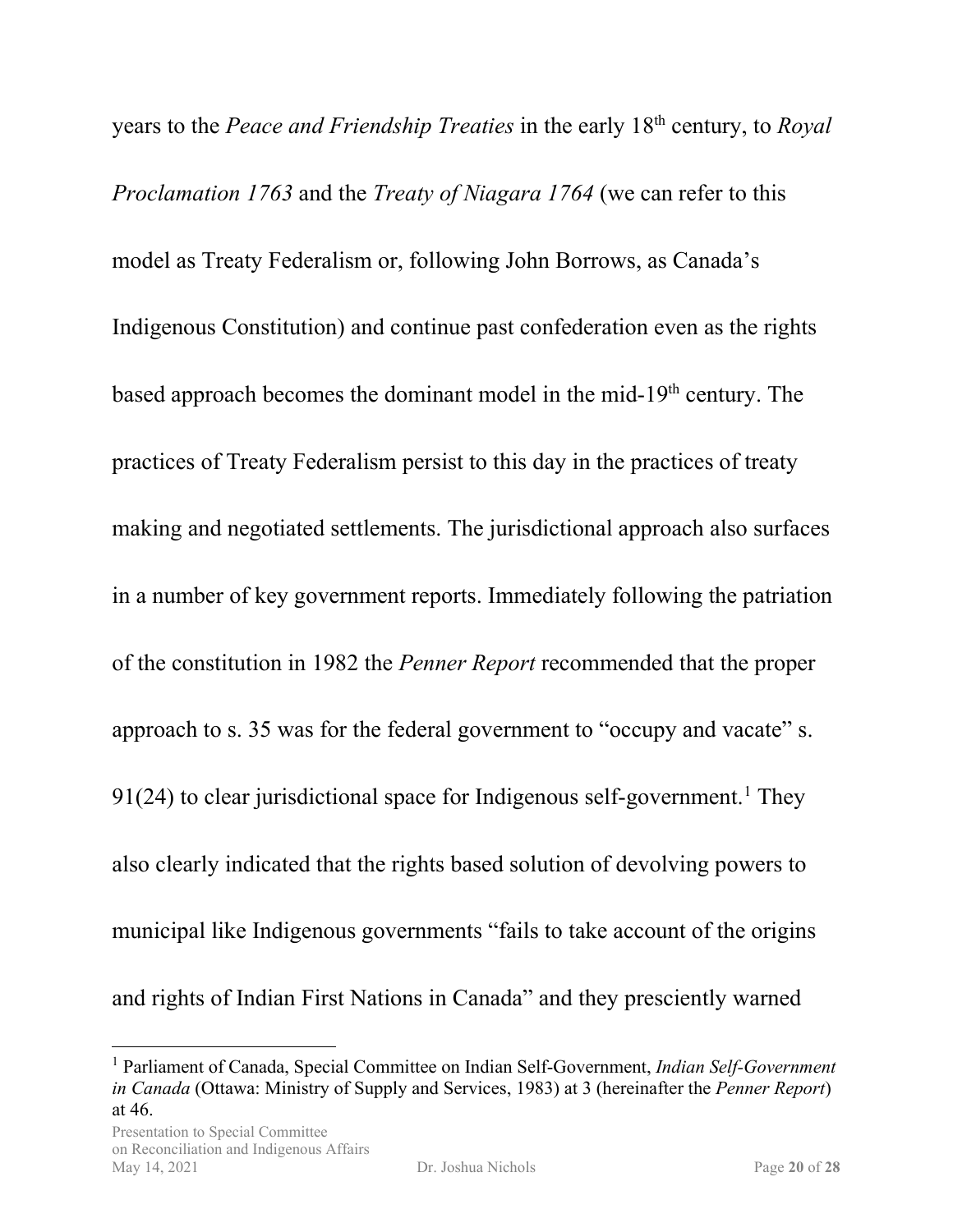years to the *Peace and Friendship Treaties* in the early 18th century, to *Royal Proclamation 1763* and the *Treaty of Niagara 1764* (we can refer to this model as Treaty Federalism or, following John Borrows, as Canada's Indigenous Constitution) and continue past confederation even as the rights based approach becomes the dominant model in the mid-19th century. The practices of Treaty Federalism persist to this day in the practices of treaty making and negotiated settlements. The jurisdictional approach also surfaces in a number of key government reports. Immediately following the patriation of the constitution in 1982 the *Penner Report* recommended that the proper approach to s. 35 was for the federal government to "occupy and vacate" s. 91(24) to clear jurisdictional space for Indigenous self-government.[1] They also clearly indicated that the rights based solution of devolving powers to municipal like Indigenous governments "fails to take account of the origins and rights of Indian First Nations in Canada" and they presciently warned

---

[1] Parliament of Canada, Special Committee on Indian Self-Government, *Indian Self-Government in Canada* (Ottawa: Ministry of Supply and Services, 1983) at 3 (hereinafter the *Penner Report*) at 46.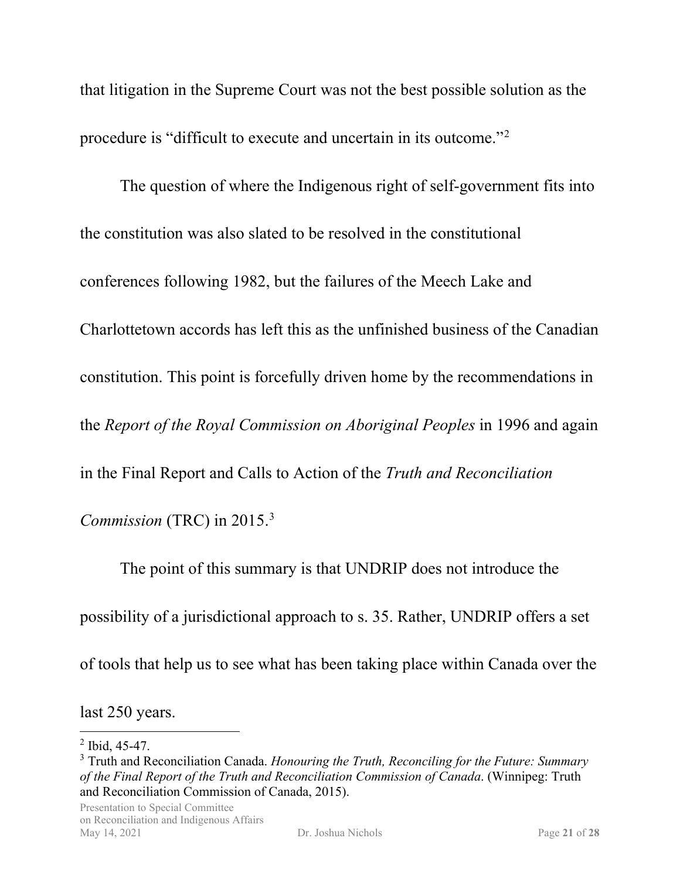that litigation in the Supreme Court was not the best possible solution as the procedure is "difficult to execute and uncertain in its outcome."[2]

The question of where the Indigenous right of self-government fits into the constitution was also slated to be resolved in the constitutional conferences following 1982, but the failures of the Meech Lake and Charlottetown accords has left this as the unfinished business of the Canadian constitution. This point is forcefully driven home by the recommendations in the *Report of the Royal Commission on Aboriginal Peoples* in 1996 and again in the Final Report and Calls to Action of the *Truth and Reconciliation Commission* (TRC) in 2015.[3]

The point of this summary is that UNDRIP does not introduce the possibility of a jurisdictional approach to s. 35. Rather, UNDRIP offers a set of tools that help us to see what has been taking place within Canada over the last 250 years.

---

[2] Ibid, 45-47.

[3] Truth and Reconciliation Canada. *Honouring the Truth, Reconciling for the Future: Summary of the Final Report of the Truth and Reconciliation Commission of Canada*. (Winnipeg: Truth and Reconciliation Commission of Canada, 2015).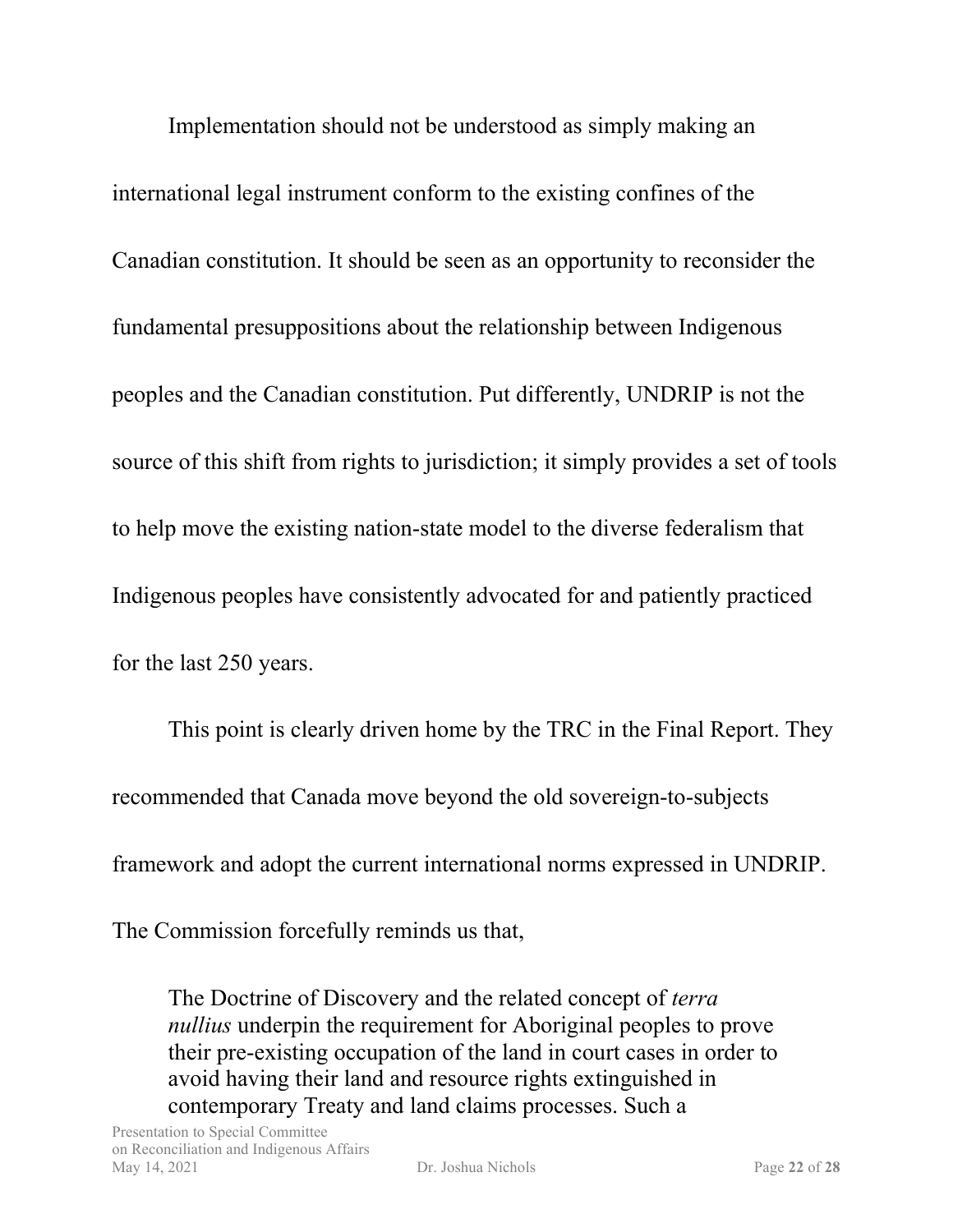Implementation should not be understood as simply making an international legal instrument conform to the existing confines of the Canadian constitution. It should be seen as an opportunity to reconsider the fundamental presuppositions about the relationship between Indigenous peoples and the Canadian constitution. Put differently, UNDRIP is not the source of this shift from rights to jurisdiction; it simply provides a set of tools to help move the existing nation-state model to the diverse federalism that Indigenous peoples have consistently advocated for and patiently practiced for the last 250 years.

This point is clearly driven home by the TRC in the Final Report. They recommended that Canada move beyond the old sovereign-to-subjects framework and adopt the current international norms expressed in UNDRIP. The Commission forcefully reminds us that,

> The Doctrine of Discovery and the related concept of *terra nullius* underpin the requirement for Aboriginal peoples to prove their pre-existing occupation of the land in court cases in order to avoid having their land and resource rights extinguished in contemporary Treaty and land claims processes. Such a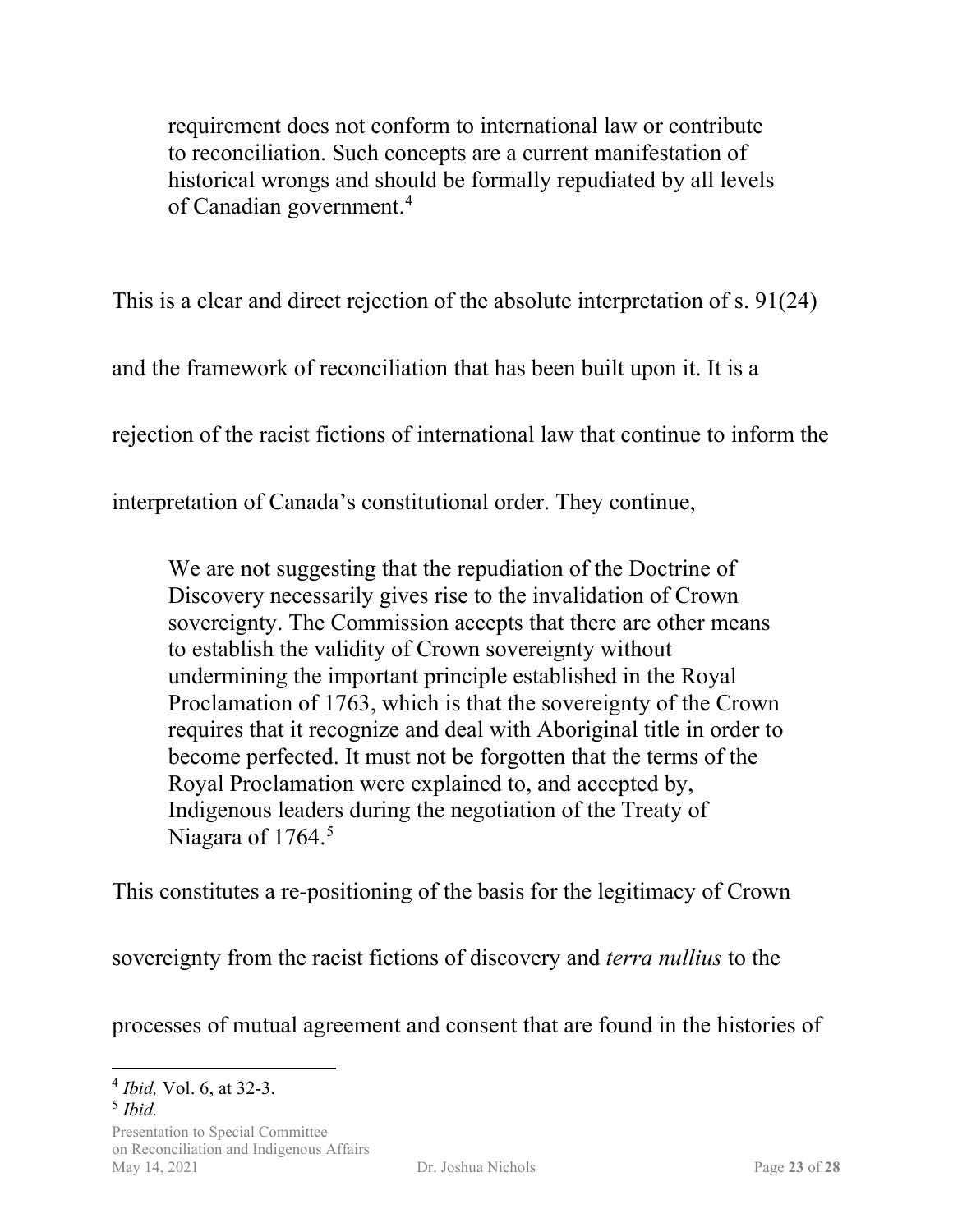> requirement does not conform to international law or contribute to reconciliation. Such concepts are a current manifestation of historical wrongs and should be formally repudiated by all levels of Canadian government.[4]

This is a clear and direct rejection of the absolute interpretation of s. 91(24) and the framework of reconciliation that has been built upon it. It is a rejection of the racist fictions of international law that continue to inform the interpretation of Canada's constitutional order. They continue,

> We are not suggesting that the repudiation of the Doctrine of Discovery necessarily gives rise to the invalidation of Crown sovereignty. The Commission accepts that there are other means to establish the validity of Crown sovereignty without undermining the important principle established in the Royal Proclamation of 1763, which is that the sovereignty of the Crown requires that it recognize and deal with Aboriginal title in order to become perfected. It must not be forgotten that the terms of the Royal Proclamation were explained to, and accepted by, Indigenous leaders during the negotiation of the Treaty of Niagara of 1764.[5]

This constitutes a re-positioning of the basis for the legitimacy of Crown sovereignty from the racist fictions of discovery and *terra nullius* to the processes of mutual agreement and consent that are found in the histories of

---

[4] *Ibid,* Vol. 6, at 32-3.

[5] *Ibid.*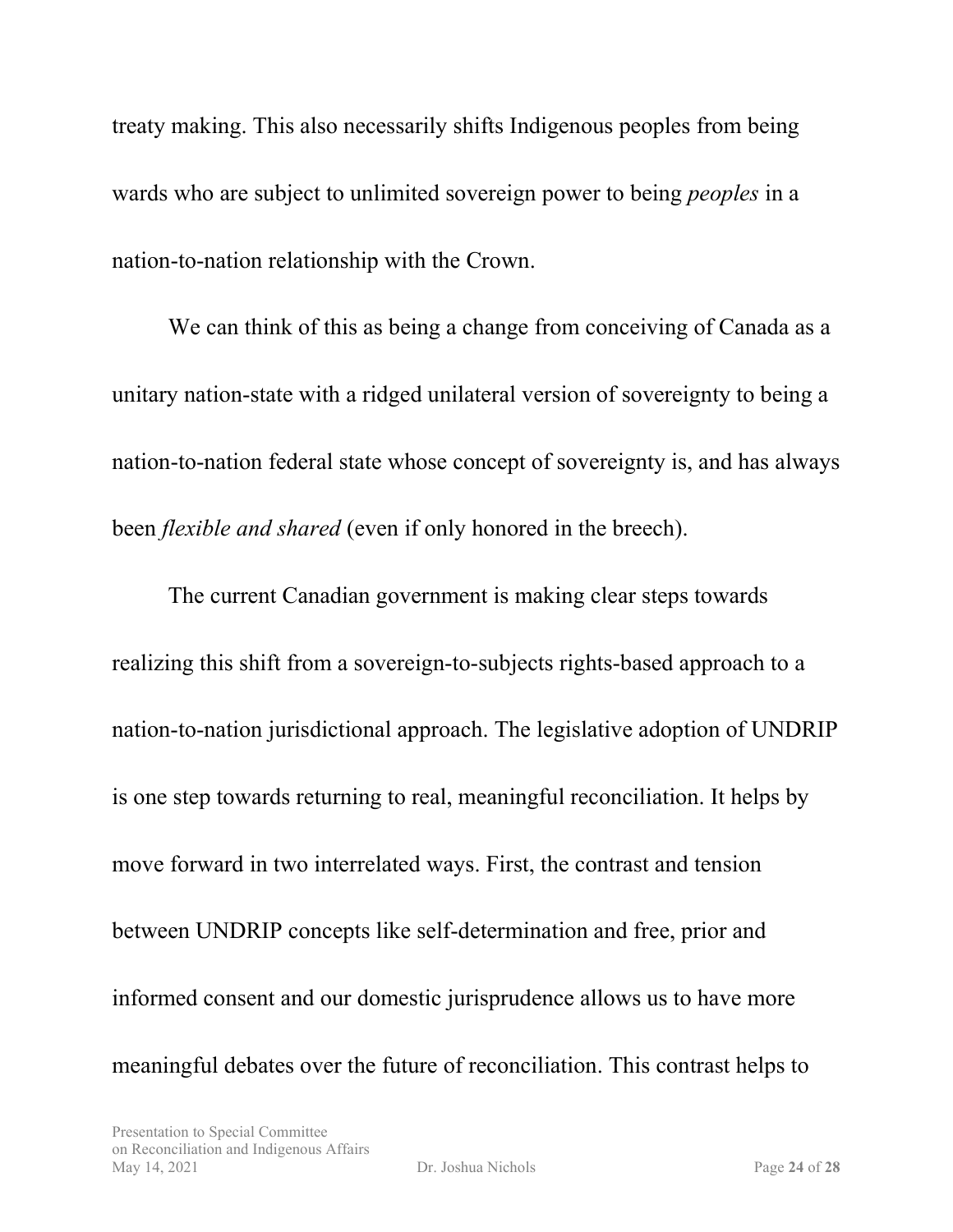treaty making. This also necessarily shifts Indigenous peoples from being wards who are subject to unlimited sovereign power to being *peoples* in a nation-to-nation relationship with the Crown.

We can think of this as being a change from conceiving of Canada as a unitary nation-state with a ridged unilateral version of sovereignty to being a nation-to-nation federal state whose concept of sovereignty is, and has always been *flexible and shared* (even if only honored in the breech).

The current Canadian government is making clear steps towards realizing this shift from a sovereign-to-subjects rights-based approach to a nation-to-nation jurisdictional approach. The legislative adoption of UNDRIP is one step towards returning to real, meaningful reconciliation. It helps by move forward in two interrelated ways. First, the contrast and tension between UNDRIP concepts like self-determination and free, prior and informed consent and our domestic jurisprudence allows us to have more meaningful debates over the future of reconciliation. This contrast helps to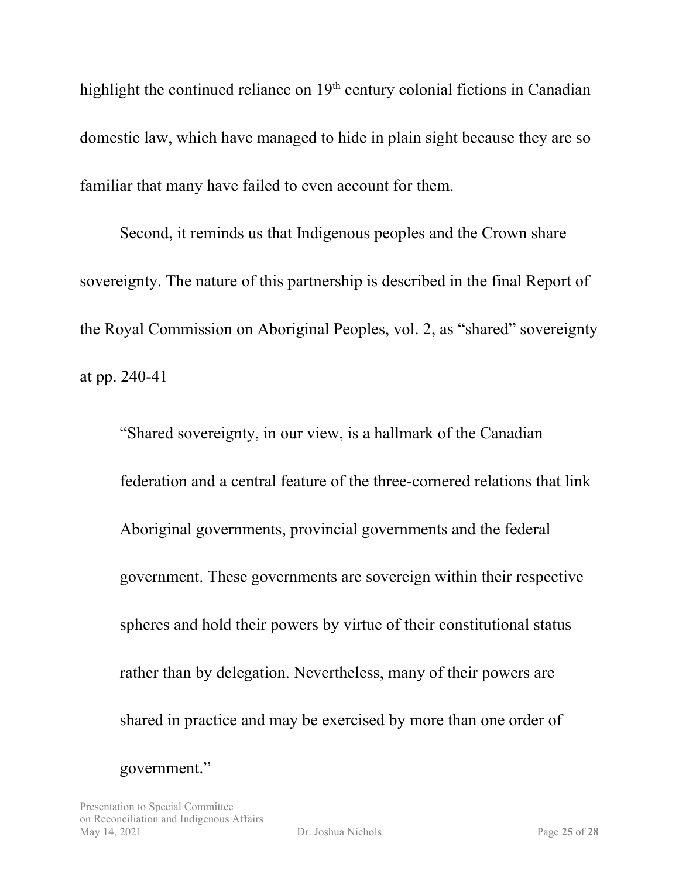highlight the continued reliance on 19th century colonial fictions in Canadian domestic law, which have managed to hide in plain sight because they are so familiar that many have failed to even account for them.

Second, it reminds us that Indigenous peoples and the Crown share sovereignty. The nature of this partnership is described in the final Report of the Royal Commission on Aboriginal Peoples, vol. 2, as "shared" sovereignty at pp. 240-41

> "Shared sovereignty, in our view, is a hallmark of the Canadian federation and a central feature of the three-cornered relations that link Aboriginal governments, provincial governments and the federal government. These governments are sovereign within their respective spheres and hold their powers by virtue of their constitutional status rather than by delegation. Nevertheless, many of their powers are shared in practice and may be exercised by more than one order of government."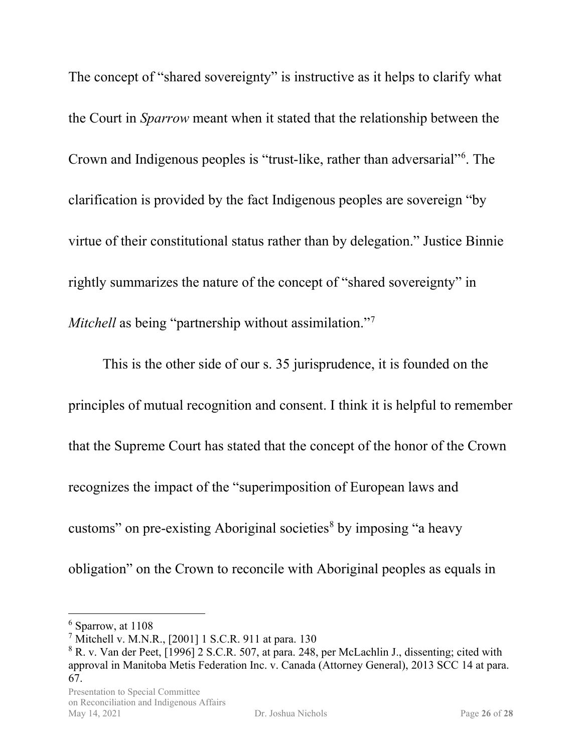The concept of "shared sovereignty" is instructive as it helps to clarify what the Court in *Sparrow* meant when it stated that the relationship between the Crown and Indigenous peoples is "trust-like, rather than adversarial"[6]. The clarification is provided by the fact Indigenous peoples are sovereign "by virtue of their constitutional status rather than by delegation." Justice Binnie rightly summarizes the nature of the concept of "shared sovereignty" in *Mitchell* as being "partnership without assimilation."[7]

This is the other side of our s. 35 jurisprudence, it is founded on the principles of mutual recognition and consent. I think it is helpful to remember that the Supreme Court has stated that the concept of the honor of the Crown recognizes the impact of the "superimposition of European laws and customs" on pre-existing Aboriginal societies[8] by imposing "a heavy obligation" on the Crown to reconcile with Aboriginal peoples as equals in

---

[6] Sparrow, at 1108

[7] Mitchell v. M.N.R., [2001] 1 S.C.R. 911 at para. 130

[8] R. v. Van der Peet, [1996] 2 S.C.R. 507, at para. 248, per McLachlin J., dissenting; cited with approval in Manitoba Metis Federation Inc. v. Canada (Attorney General), 2013 SCC 14 at para. 67.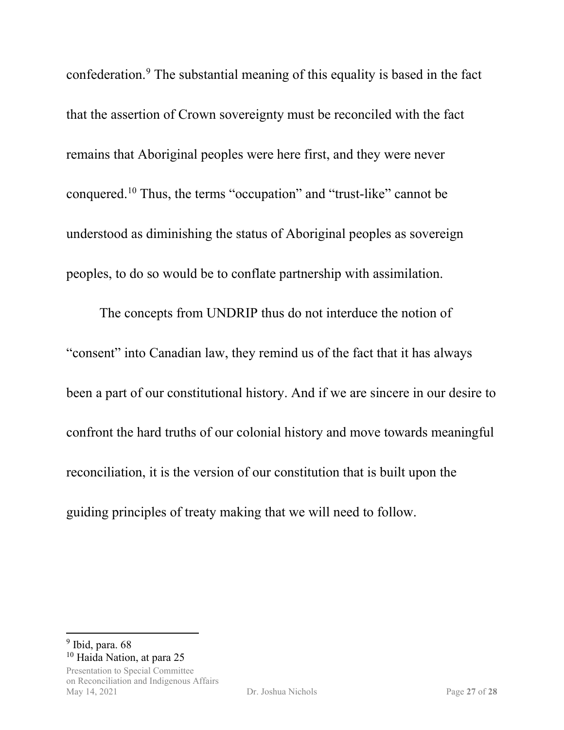confederation.[9] The substantial meaning of this equality is based in the fact that the assertion of Crown sovereignty must be reconciled with the fact remains that Aboriginal peoples were here first, and they were never conquered.[10] Thus, the terms "occupation" and "trust-like" cannot be understood as diminishing the status of Aboriginal peoples as sovereign peoples, to do so would be to conflate partnership with assimilation.

The concepts from UNDRIP thus do not interduce the notion of "consent" into Canadian law, they remind us of the fact that it has always been a part of our constitutional history. And if we are sincere in our desire to confront the hard truths of our colonial history and move towards meaningful reconciliation, it is the version of our constitution that is built upon the guiding principles of treaty making that we will need to follow.

---

[9] Ibid, para. 68

[10] Haida Nation, at para 25